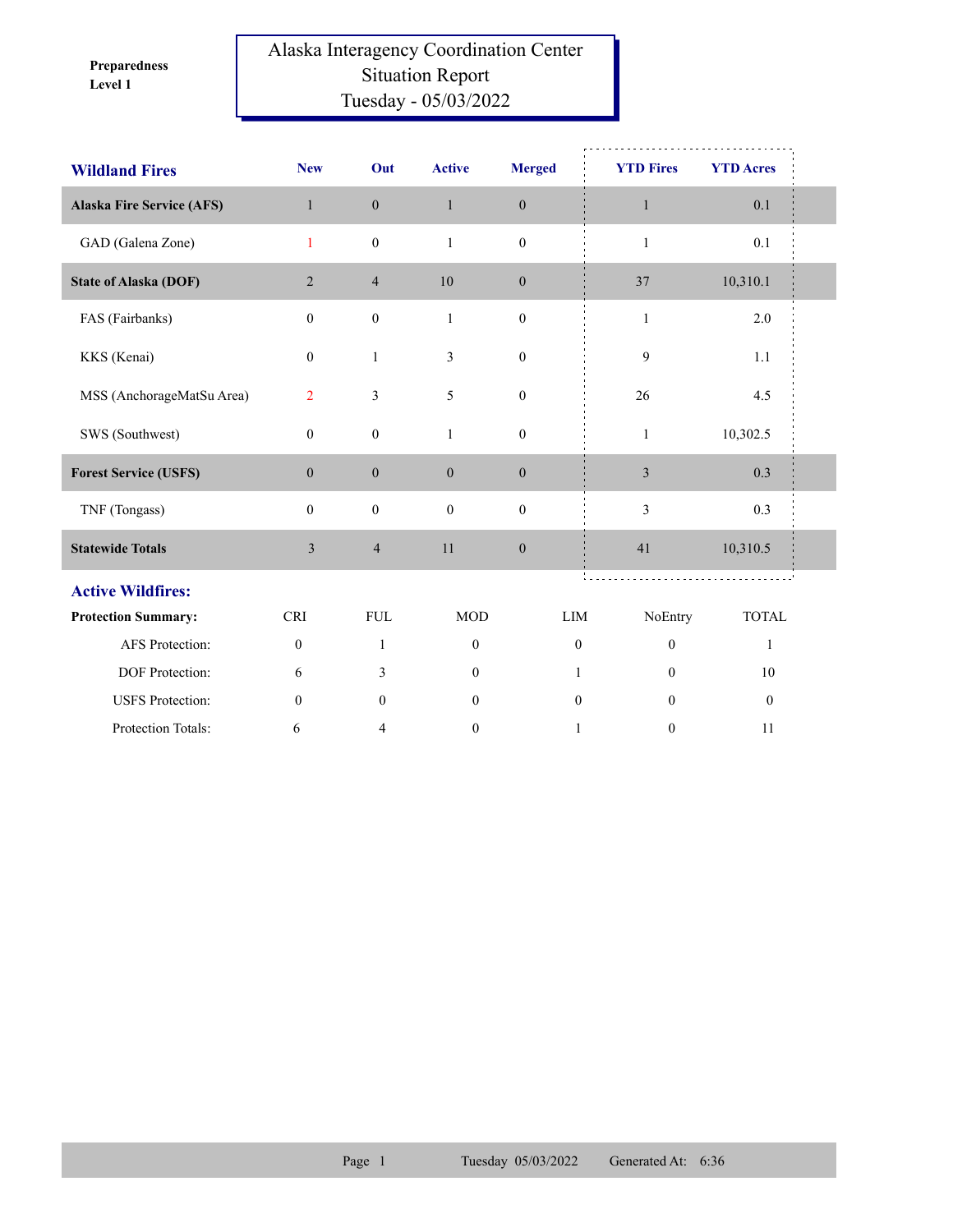**Preparedness Level 1**

# Alaska Interagency Coordination Center
## Situation Report
### Tuesday - 05/03/2022

| Wildland Fires | New | Out | Active | Merged | YTD Fires | YTD Acres |
|---|---|---|---|---|---|---|
| **Alaska Fire Service (AFS)** | 1 | 0 | 1 | 0 | 1 | 0.1 |
| GAD (Galena Zone) | 1 | 0 | 1 | 0 | 1 | 0.1 |
| **State of Alaska (DOF)** | 2 | 4 | 10 | 0 | 37 | 10,310.1 |
| FAS (Fairbanks) | 0 | 0 | 1 | 0 | 1 | 2.0 |
| KKS (Kenai) | 0 | 1 | 3 | 0 | 9 | 1.1 |
| MSS (AnchorageMatSu Area) | 2 | 3 | 5 | 0 | 26 | 4.5 |
| SWS (Southwest) | 0 | 0 | 1 | 0 | 1 | 10,302.5 |
| **Forest Service (USFS)** | 0 | 0 | 0 | 0 | 3 | 0.3 |
| TNF (Tongass) | 0 | 0 | 0 | 0 | 3 | 0.3 |
| **Statewide Totals** | 3 | 4 | 11 | 0 | 41 | 10,310.5 |

## Active Wildfires:

| Protection Summary: | CRI | FUL | MOD | LIM | NoEntry | TOTAL |
|---|---|---|---|---|---|---|
| AFS Protection: | 0 | 1 | 0 | 0 | 0 | 1 |
| DOF Protection: | 6 | 3 | 0 | 1 | 0 | 10 |
| USFS Protection: | 0 | 0 | 0 | 0 | 0 | 0 |
| Protection Totals: | 6 | 4 | 0 | 1 | 0 | 11 |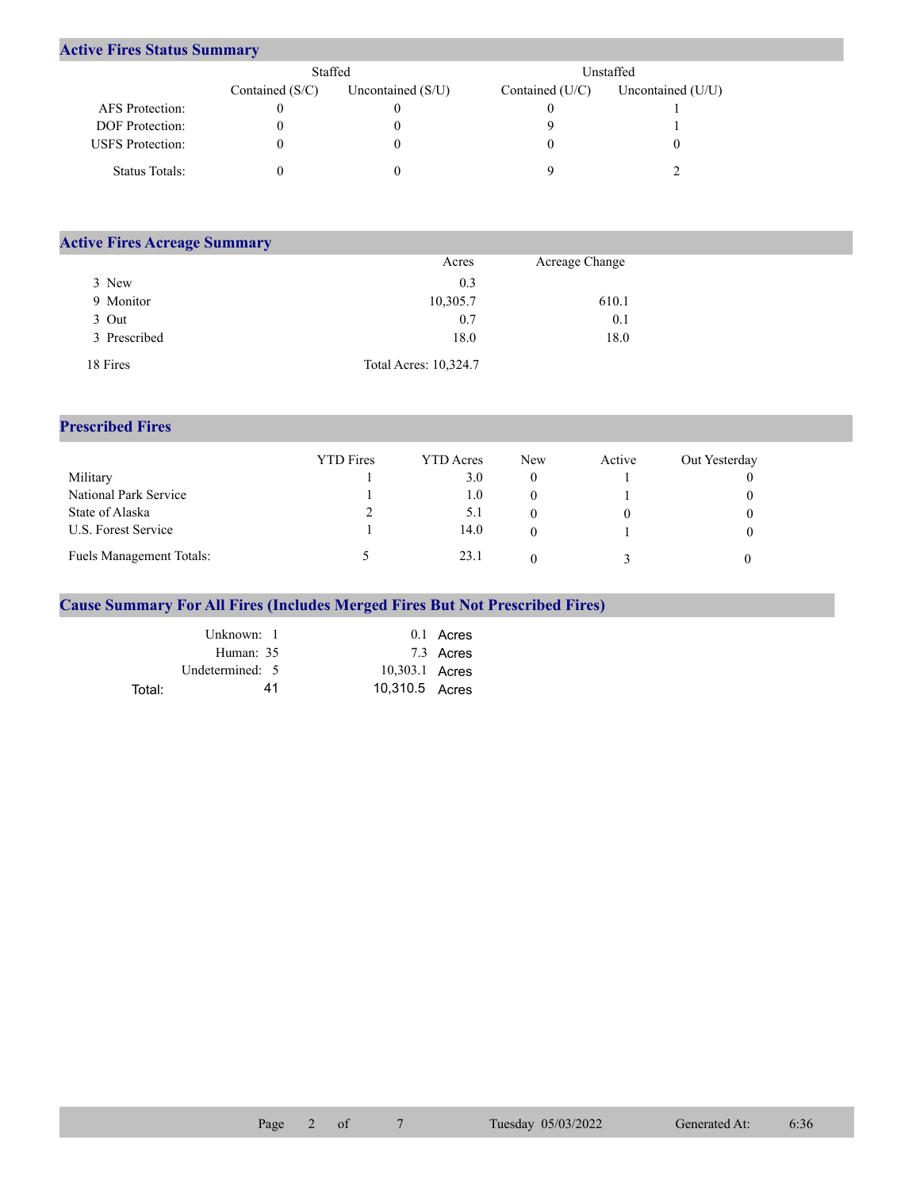## Active Fires Status Summary

| | Staffed | | Unstaffed | |
|---|---|---|---|---|
| | Contained (S/C) | Uncontained (S/U) | Contained (U/C) | Uncontained (U/U) |
| AFS Protection: | 0 | 0 | 0 | 1 |
| DOF Protection: | 0 | 0 | 9 | 1 |
| USFS Protection: | 0 | 0 | 0 | 0 |
| Status Totals: | 0 | 0 | 9 | 2 |

## Active Fires Acreage Summary

| | Acres | Acreage Change |
|---|---|---|
| 3 New | 0.3 | |
| 9 Monitor | 10,305.7 | 610.1 |
| 3 Out | 0.7 | 0.1 |
| 3 Prescribed | 18.0 | 18.0 |
| 18 Fires | Total Acres: 10,324.7 | |

## Prescribed Fires

| | YTD Fires | YTD Acres | New | Active | Out Yesterday |
|---|---|---|---|---|---|
| Military | 1 | 3.0 | 0 | 1 | 0 |
| National Park Service | 1 | 1.0 | 0 | 1 | 0 |
| State of Alaska | 2 | 5.1 | 0 | 0 | 0 |
| U.S. Forest Service | 1 | 14.0 | 0 | 1 | 0 |
| Fuels Management Totals: | 5 | 23.1 | 0 | 3 | 0 |

## Cause Summary For All Fires (Includes Merged Fires But Not Prescribed Fires)

| Cause | Fires | Acres |
|---|---|---|
| Unknown: | 1 | 0.1 Acres |
| Human: | 35 | 7.3 Acres |
| Undetermined: | 5 | 10,303.1 Acres |
| Total: | 41 | 10,310.5 Acres |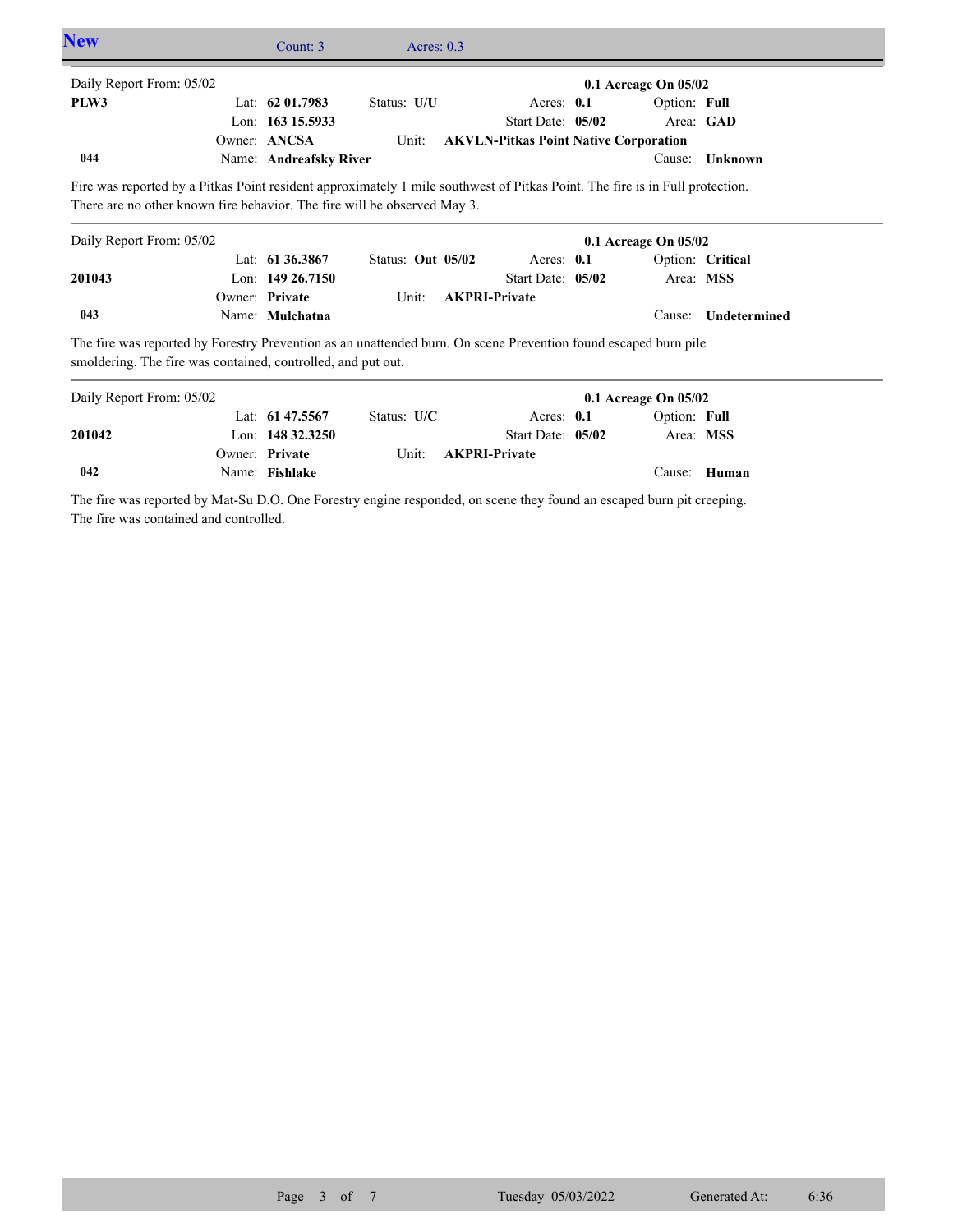## New

Count: 3 Acres: 0.3

---

Daily Report From: 05/02 **0.1 Acreage On 05/02**

| | | | | |
|---|---|---|---|---|
| **PLW3** | Lat: **62 01.7983** | Status: **U/U** | Acres: **0.1** | Option: **Full** |
| | Lon: **163 15.5933** | | Start Date: **05/02** | Area: **GAD** |
| | Owner: **ANCSA** | Unit: **AKVLN-Pitkas Point Native Corporation** | | |
| **044** | Name: **Andreafsky River** | | | Cause: **Unknown** |

Fire was reported by a Pitkas Point resident approximately 1 mile southwest of Pitkas Point. The fire is in Full protection. There are no other known fire behavior. The fire will be observed May 3.

---

Daily Report From: 05/02 **0.1 Acreage On 05/02**

| | | | | |
|---|---|---|---|---|
| | Lat: **61 36.3867** | Status: **Out 05/02** | Acres: **0.1** | Option: **Critical** |
| **201043** | Lon: **149 26.7150** | | Start Date: **05/02** | Area: **MSS** |
| | Owner: **Private** | Unit: **AKPRI-Private** | | |
| **043** | Name: **Mulchatna** | | | Cause: **Undetermined** |

The fire was reported by Forestry Prevention as an unattended burn. On scene Prevention found escaped burn pile smoldering. The fire was contained, controlled, and put out.

---

Daily Report From: 05/02 **0.1 Acreage On 05/02**

| | | | | |
|---|---|---|---|---|
| | Lat: **61 47.5567** | Status: **U/C** | Acres: **0.1** | Option: **Full** |
| **201042** | Lon: **148 32.3250** | | Start Date: **05/02** | Area: **MSS** |
| | Owner: **Private** | Unit: **AKPRI-Private** | | |
| **042** | Name: **Fishlake** | | | Cause: **Human** |

The fire was reported by Mat-Su D.O. One Forestry engine responded, on scene they found an escaped burn pit creeping. The fire was contained and controlled.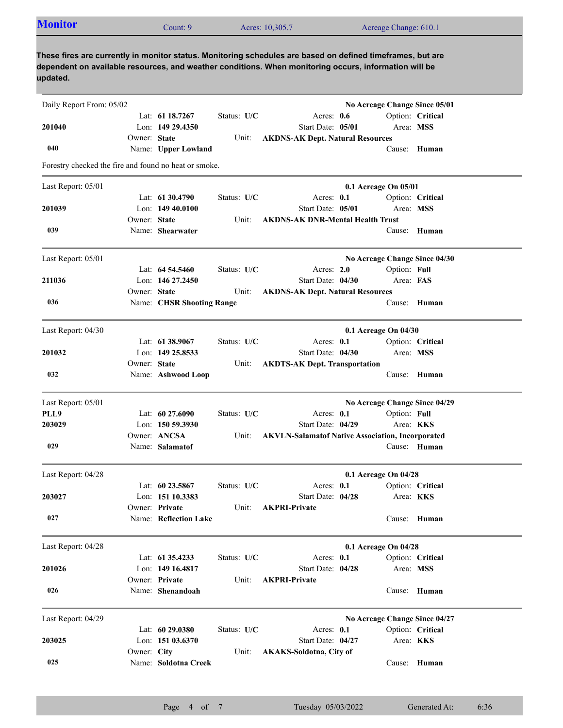## Monitor

Count: 9 | Acres: 10,305.7 | Acreage Change: 610.1

**These fires are currently in monitor status. Monitoring schedules are based on defined timeframes, but are dependent on available resources, and weather conditions. When monitoring occurs, information will be updated.**

---

Daily Report From: 05/02 — **No Acreage Change Since 05/01**

**201040**
**040**

Lat: **61 18.7267** | Status: **U/C** | Acres: **0.6** | Option: **Critical**
Lon: **149 29.4350** | Start Date: **05/01** | Area: **MSS**
Owner: **State** | Unit: **AKDNS-AK Dept. Natural Resources**
Name: **Upper Lowland** | Cause: **Human**

Forestry checked the fire and found no heat or smoke.

---

Last Report: 05/01 — **0.1 Acreage On 05/01**

**201039**
**039**

Lat: **61 30.4790** | Status: **U/C** | Acres: **0.1** | Option: **Critical**
Lon: **149 40.0100** | Start Date: **05/01** | Area: **MSS**
Owner: **State** | Unit: **AKDNS-AK DNR-Mental Health Trust**
Name: **Shearwater** | Cause: **Human**

---

Last Report: 05/01 — **No Acreage Change Since 04/30**

**211036**
**036**

Lat: **64 54.5460** | Status: **U/C** | Acres: **2.0** | Option: **Full**
Lon: **146 27.2450** | Start Date: **04/30** | Area: **FAS**
Owner: **State** | Unit: **AKDNS-AK Dept. Natural Resources**
Name: **CHSR Shooting Range** | Cause: **Human**

---

Last Report: 04/30 — **0.1 Acreage On 04/30**

**201032**
**032**

Lat: **61 38.9067** | Status: **U/C** | Acres: **0.1** | Option: **Critical**
Lon: **149 25.8533** | Start Date: **04/30** | Area: **MSS**
Owner: **State** | Unit: **AKDTS-AK Dept. Transportation**
Name: **Ashwood Loop** | Cause: **Human**

---

Last Report: 05/01 — **No Acreage Change Since 04/29**

**PLL9**
**203029**
**029**

Lat: **60 27.6090** | Status: **U/C** | Acres: **0.1** | Option: **Full**
Lon: **150 59.3930** | Start Date: **04/29** | Area: **KKS**
Owner: **ANCSA** | Unit: **AKVLN-Salamatof Native Association, Incorporated**
Name: **Salamatof** | Cause: **Human**

---

Last Report: 04/28 — **0.1 Acreage On 04/28**

**203027**
**027**

Lat: **60 23.5867** | Status: **U/C** | Acres: **0.1** | Option: **Critical**
Lon: **151 10.3383** | Start Date: **04/28** | Area: **KKS**
Owner: **Private** | Unit: **AKPRI-Private**
Name: **Reflection Lake** | Cause: **Human**

---

Last Report: 04/28 — **0.1 Acreage On 04/28**

**201026**
**026**

Lat: **61 35.4233** | Status: **U/C** | Acres: **0.1** | Option: **Critical**
Lon: **149 16.4817** | Start Date: **04/28** | Area: **MSS**
Owner: **Private** | Unit: **AKPRI-Private**
Name: **Shenandoah** | Cause: **Human**

---

Last Report: 04/29 — **No Acreage Change Since 04/27**

**203025**
**025**

Lat: **60 29.0380** | Status: **U/C** | Acres: **0.1** | Option: **Critical**
Lon: **151 03.6370** | Start Date: **04/27** | Area: **KKS**
Owner: **City** | Unit: **AKAKS-Soldotna, City of**
Name: **Soldotna Creek** | Cause: **Human**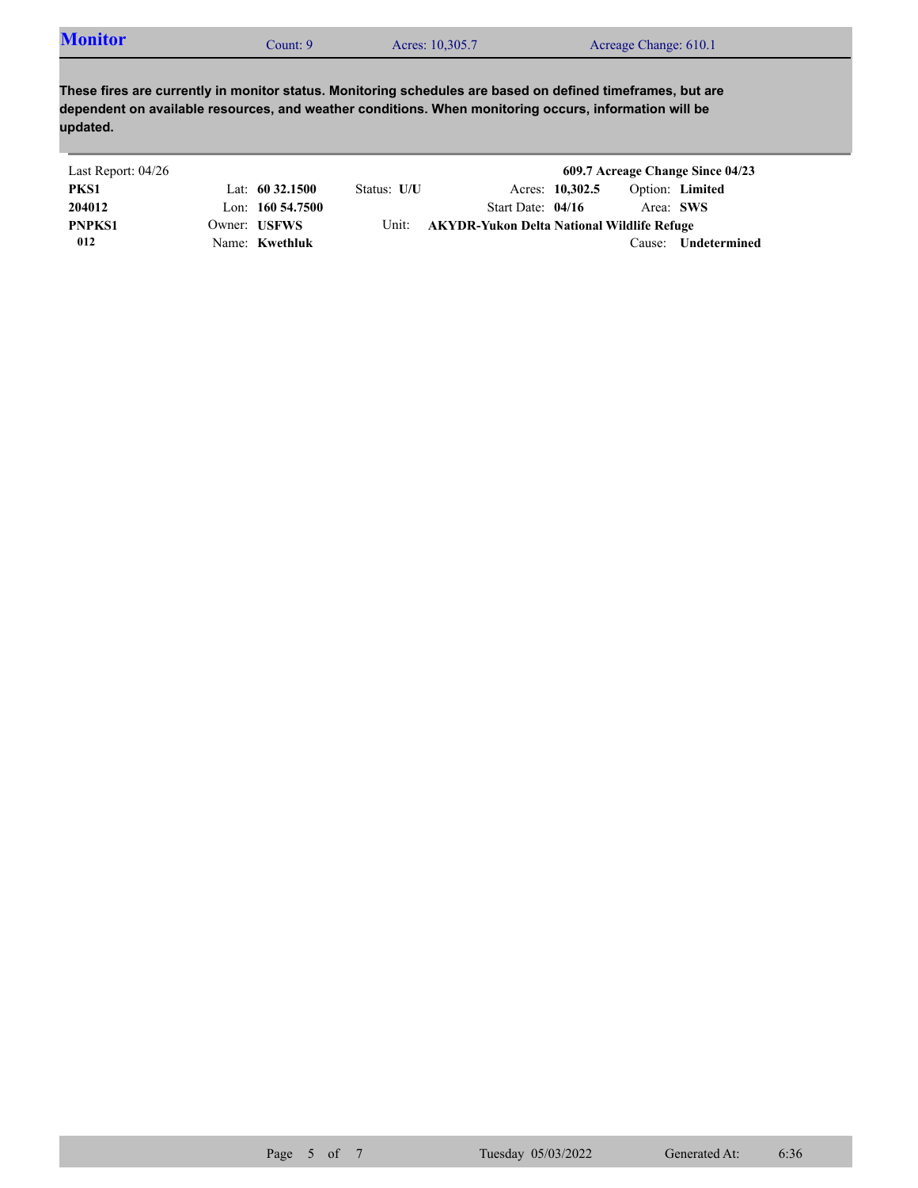## Monitor

Count: 9 | Acres: 10,305.7 | Acreage Change: 610.1

**These fires are currently in monitor status. Monitoring schedules are based on defined timeframes, but are dependent on available resources, and weather conditions. When monitoring occurs, information will be updated.**

Last Report: 04/26 | **609.7 Acreage Change Since 04/23**

| | | | | |
|---|---|---|---|---|
| **PKS1** | Lat: **60 32.1500** | Status: **U/U** | Acres: **10,302.5** | Option: **Limited** |
| **204012** | Lon: **160 54.7500** | | Start Date: **04/16** | Area: **SWS** |
| **PNPKS1** | Owner: **USFWS** | Unit: **AKYDR-Yukon Delta National Wildlife Refuge** | | |
| **012** | Name: **Kwethluk** | | | Cause: **Undetermined** |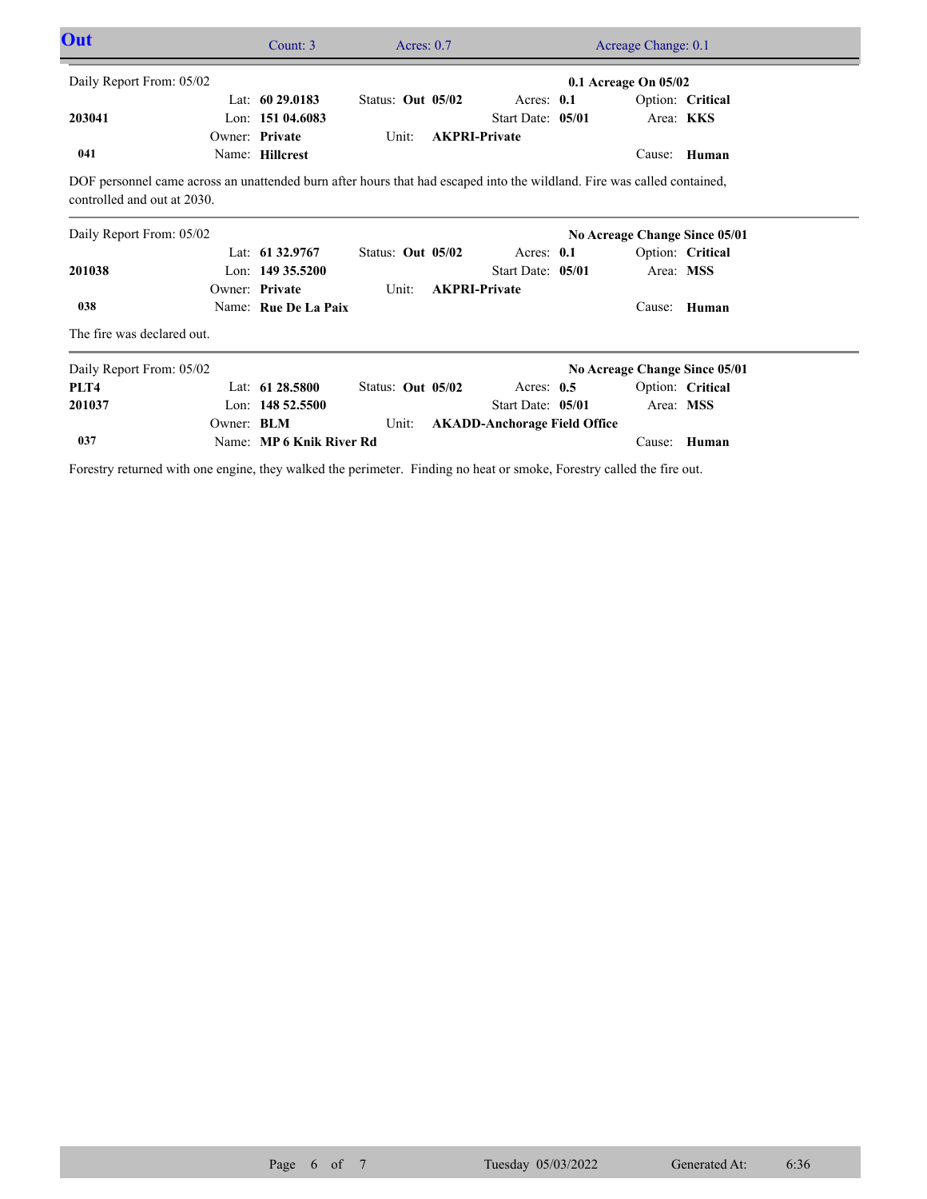## Out

Count: 3 | Acres: 0.7 | Acreage Change: 0.1

---

Daily Report From: 05/02 — **0.1 Acreage On 05/02**

| | | | |
|---|---|---|---|
| **203041** | Lat: **60 29.0183** | Status: **Out 05/02** | Acres: **0.1** | 
| | Lon: **151 04.6083** | Start Date: **05/01** | Option: **Critical** |
| | Owner: **Private** | Unit: **AKPRI-Private** | Area: **KKS** |
| **041** | Name: **Hillcrest** | | Cause: **Human** |

DOF personnel came across an unattended burn after hours that had escaped into the wildland. Fire was called contained, controlled and out at 2030.

---

Daily Report From: 05/02 — **No Acreage Change Since 05/01**

| | | | |
|---|---|---|---|
| **201038** | Lat: **61 32.9767** | Status: **Out 05/02** | Acres: **0.1** |
| | Lon: **149 35.5200** | Start Date: **05/01** | Option: **Critical** |
| | Owner: **Private** | Unit: **AKPRI-Private** | Area: **MSS** |
| **038** | Name: **Rue De La Paix** | | Cause: **Human** |

The fire was declared out.

---

Daily Report From: 05/02 — **No Acreage Change Since 05/01**

| | | | |
|---|---|---|---|
| **PLT4** | Lat: **61 28.5800** | Status: **Out 05/02** | Acres: **0.5** |
| **201037** | Lon: **148 52.5500** | Start Date: **05/01** | Option: **Critical** |
| | Owner: **BLM** | Unit: **AKADD-Anchorage Field Office** | Area: **MSS** |
| **037** | Name: **MP 6 Knik River Rd** | | Cause: **Human** |

Forestry returned with one engine, they walked the perimeter. Finding no heat or smoke, Forestry called the fire out.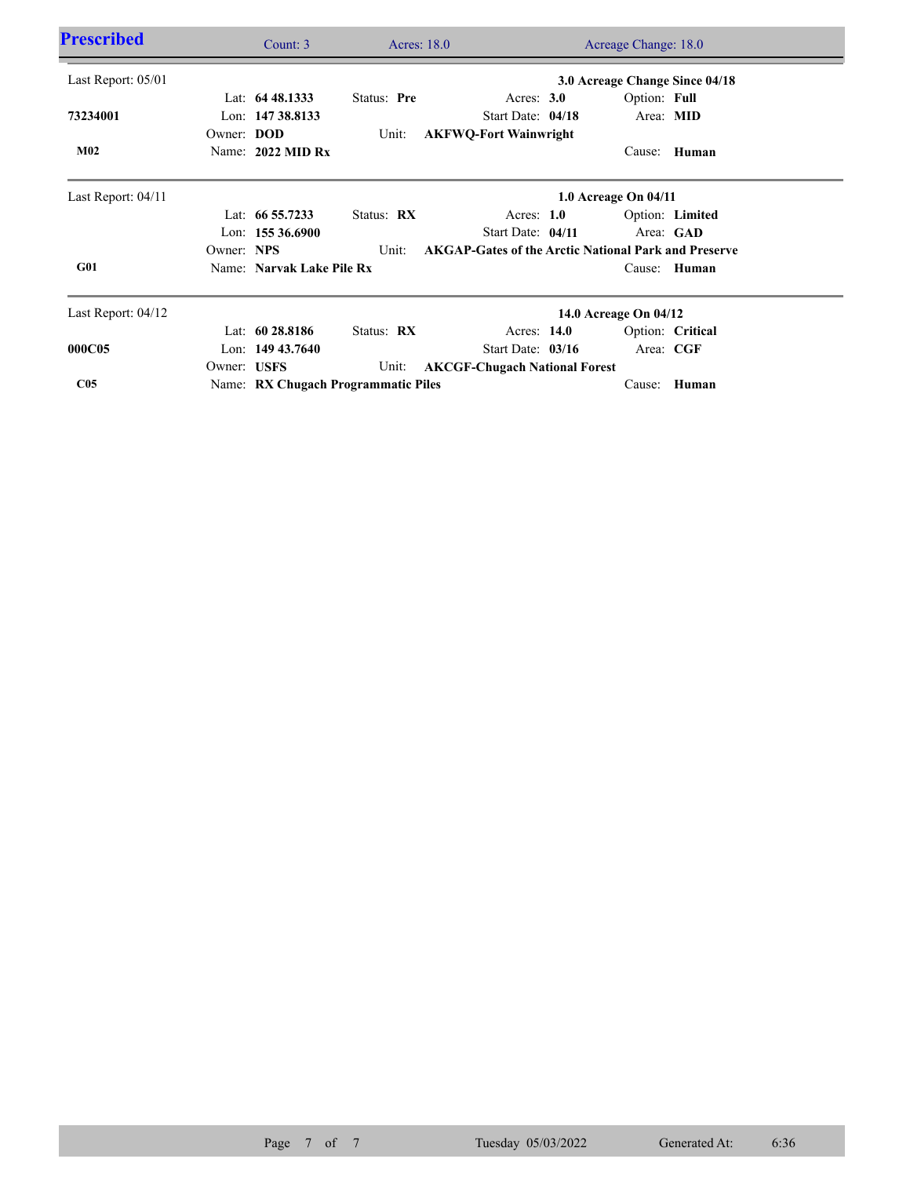## Prescribed

Count: 3 | Acres: 18.0 | Acreage Change: 18.0

---

Last Report: 05/01

**3.0 Acreage Change Since 04/18**

| | | | |
|---|---|---|---|
| | Lat: **64 48.1333** | Status: **Pre** | Acres: **3.0** | Option: **Full** |
| **73234001** | Lon: **147 38.8133** | | Start Date: **04/18** | Area: **MID** |
| | Owner: **DOD** | Unit: | **AKFWQ-Fort Wainwright** | |
| **M02** | Name: **2022 MID Rx** | | | Cause: **Human** |

---

Last Report: 04/11

**1.0 Acreage On 04/11**

| | | | |
|---|---|---|---|
| | Lat: **66 55.7233** | Status: **RX** | Acres: **1.0** | Option: **Limited** |
| | Lon: **155 36.6900** | | Start Date: **04/11** | Area: **GAD** |
| | Owner: **NPS** | Unit: | **AKGAP-Gates of the Arctic National Park and Preserve** | |
| **G01** | Name: **Narvak Lake Pile Rx** | | | Cause: **Human** |

---

Last Report: 04/12

**14.0 Acreage On 04/12**

| | | | |
|---|---|---|---|
| | Lat: **60 28.8186** | Status: **RX** | Acres: **14.0** | Option: **Critical** |
| **000C05** | Lon: **149 43.7640** | | Start Date: **03/16** | Area: **CGF** |
| | Owner: **USFS** | Unit: | **AKCGF-Chugach National Forest** | |
| **C05** | Name: **RX Chugach Programmatic Piles** | | | Cause: **Human** |

Tuesday 05/03/2022 Generated At: 6:36